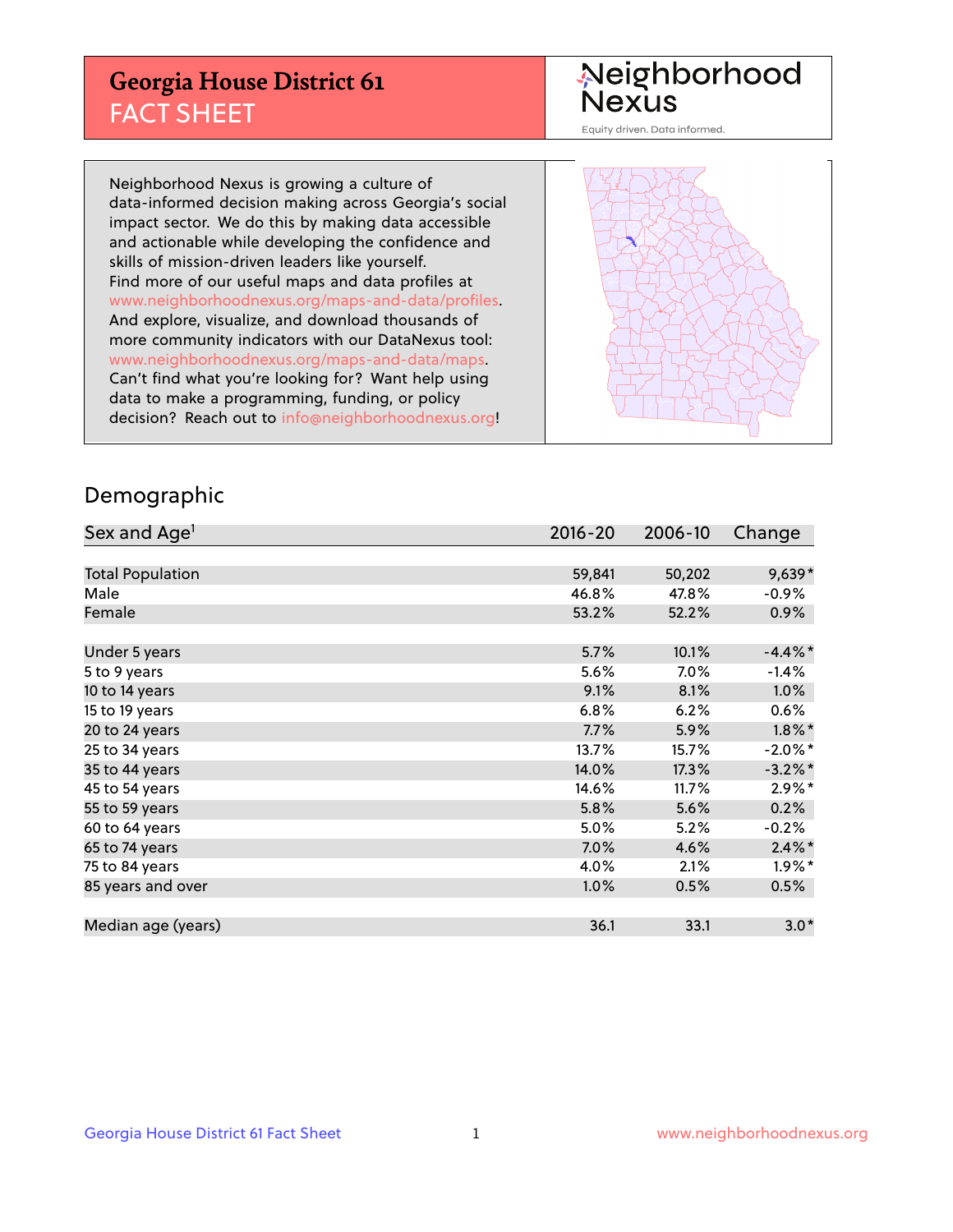# Georgia House District 61
## FACT SHEET

Neighborhood Nexus

Equity driven. Data informed.

Neighborhood Nexus is growing a culture of data-informed decision making across Georgia's social impact sector. We do this by making data accessible and actionable while developing the confidence and skills of mission-driven leaders like yourself. Find more of our useful maps and data profiles at www.neighborhoodnexus.org/maps-and-data/profiles. And explore, visualize, and download thousands of more community indicators with our DataNexus tool: www.neighborhoodnexus.org/maps-and-data/maps. Can't find what you're looking for? Want help using data to make a programming, funding, or policy decision? Reach out to info@neighborhoodnexus.org!

## Demographic

| Sex and Age[1] | 2016-20 | 2006-10 | Change |
|---|---|---|---|
| Total Population | 59,841 | 50,202 | 9,639* |
| Male | 46.8% | 47.8% | -0.9% |
| Female | 53.2% | 52.2% | 0.9% |
| | | | |
| Under 5 years | 5.7% | 10.1% | -4.4%* |
| 5 to 9 years | 5.6% | 7.0% | -1.4% |
| 10 to 14 years | 9.1% | 8.1% | 1.0% |
| 15 to 19 years | 6.8% | 6.2% | 0.6% |
| 20 to 24 years | 7.7% | 5.9% | 1.8%* |
| 25 to 34 years | 13.7% | 15.7% | -2.0%* |
| 35 to 44 years | 14.0% | 17.3% | -3.2%* |
| 45 to 54 years | 14.6% | 11.7% | 2.9%* |
| 55 to 59 years | 5.8% | 5.6% | 0.2% |
| 60 to 64 years | 5.0% | 5.2% | -0.2% |
| 65 to 74 years | 7.0% | 4.6% | 2.4%* |
| 75 to 84 years | 4.0% | 2.1% | 1.9%* |
| 85 years and over | 1.0% | 0.5% | 0.5% |
| | | | |
| Median age (years) | 36.1 | 33.1 | 3.0* |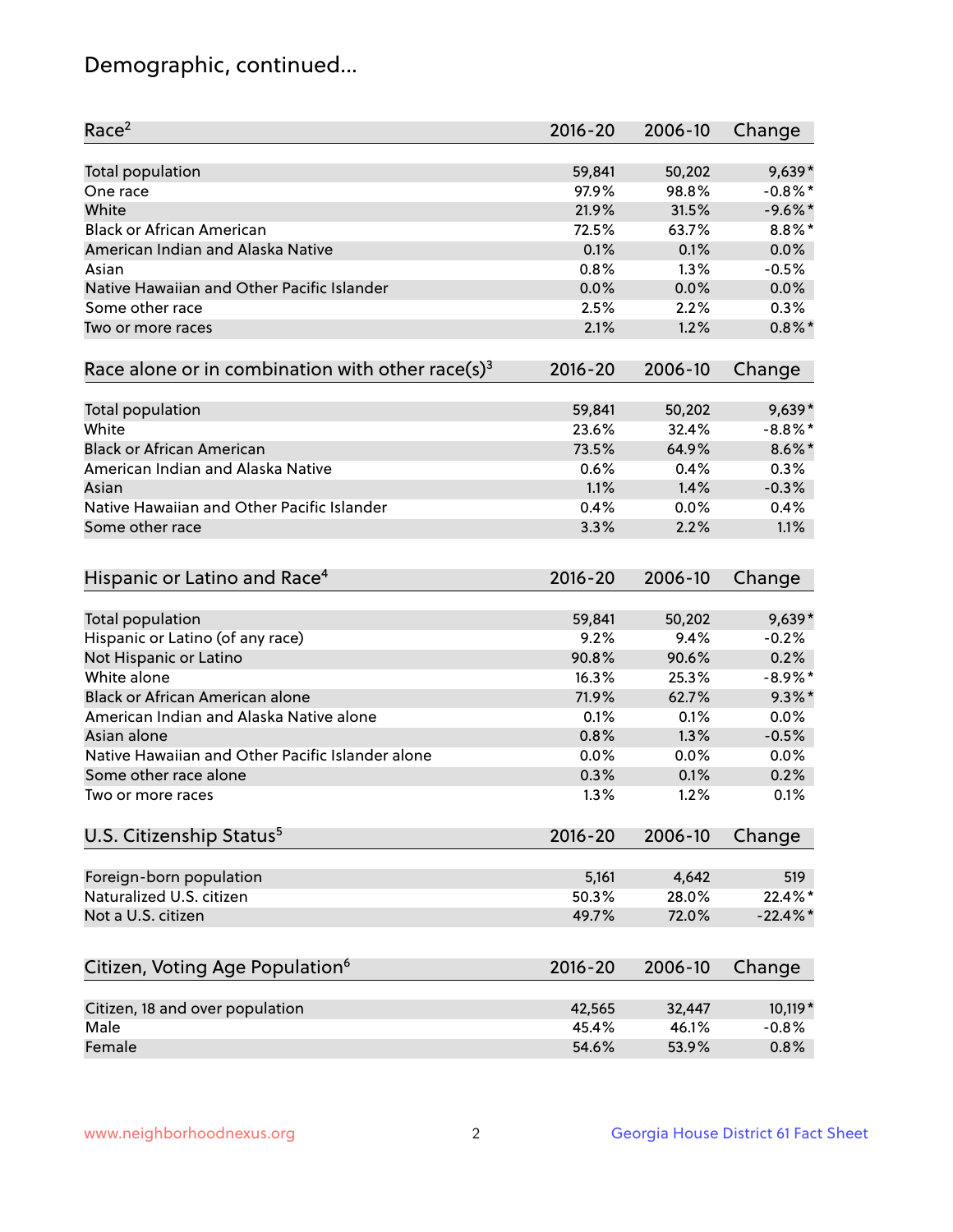## Demographic, continued...

| Race[2] | 2016-20 | 2006-10 | Change |
|---|---|---|---|
| Total population | 59,841 | 50,202 | 9,639* |
| One race | 97.9% | 98.8% | -0.8%* |
| White | 21.9% | 31.5% | -9.6%* |
| Black or African American | 72.5% | 63.7% | 8.8%* |
| American Indian and Alaska Native | 0.1% | 0.1% | 0.0% |
| Asian | 0.8% | 1.3% | -0.5% |
| Native Hawaiian and Other Pacific Islander | 0.0% | 0.0% | 0.0% |
| Some other race | 2.5% | 2.2% | 0.3% |
| Two or more races | 2.1% | 1.2% | 0.8%* |

| Race alone or in combination with other race(s)[3] | 2016-20 | 2006-10 | Change |
|---|---|---|---|
| Total population | 59,841 | 50,202 | 9,639* |
| White | 23.6% | 32.4% | -8.8%* |
| Black or African American | 73.5% | 64.9% | 8.6%* |
| American Indian and Alaska Native | 0.6% | 0.4% | 0.3% |
| Asian | 1.1% | 1.4% | -0.3% |
| Native Hawaiian and Other Pacific Islander | 0.4% | 0.0% | 0.4% |
| Some other race | 3.3% | 2.2% | 1.1% |

| Hispanic or Latino and Race[4] | 2016-20 | 2006-10 | Change |
|---|---|---|---|
| Total population | 59,841 | 50,202 | 9,639* |
| Hispanic or Latino (of any race) | 9.2% | 9.4% | -0.2% |
| Not Hispanic or Latino | 90.8% | 90.6% | 0.2% |
| White alone | 16.3% | 25.3% | -8.9%* |
| Black or African American alone | 71.9% | 62.7% | 9.3%* |
| American Indian and Alaska Native alone | 0.1% | 0.1% | 0.0% |
| Asian alone | 0.8% | 1.3% | -0.5% |
| Native Hawaiian and Other Pacific Islander alone | 0.0% | 0.0% | 0.0% |
| Some other race alone | 0.3% | 0.1% | 0.2% |
| Two or more races | 1.3% | 1.2% | 0.1% |

| U.S. Citizenship Status[5] | 2016-20 | 2006-10 | Change |
|---|---|---|---|
| Foreign-born population | 5,161 | 4,642 | 519 |
| Naturalized U.S. citizen | 50.3% | 28.0% | 22.4%* |
| Not a U.S. citizen | 49.7% | 72.0% | -22.4%* |

| Citizen, Voting Age Population[6] | 2016-20 | 2006-10 | Change |
|---|---|---|---|
| Citizen, 18 and over population | 42,565 | 32,447 | 10,119* |
| Male | 45.4% | 46.1% | -0.8% |
| Female | 54.6% | 53.9% | 0.8% |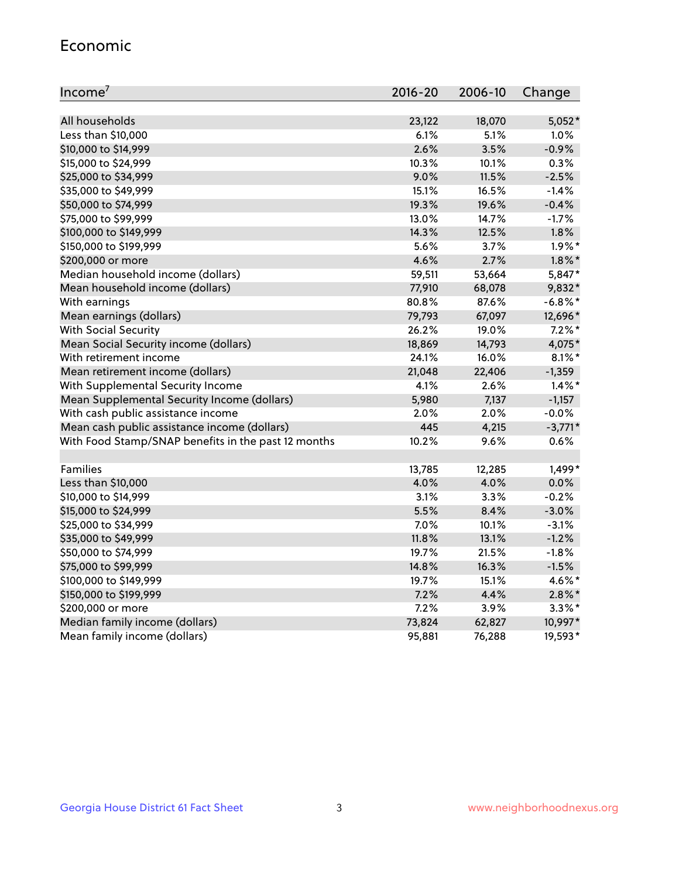## Economic

| Income[7] | 2016-20 | 2006-10 | Change |
|---|---|---|---|
| All households | 23,122 | 18,070 | 5,052* |
| Less than $10,000 | 6.1% | 5.1% | 1.0% |
| $10,000 to $14,999 | 2.6% | 3.5% | -0.9% |
| $15,000 to $24,999 | 10.3% | 10.1% | 0.3% |
| $25,000 to $34,999 | 9.0% | 11.5% | -2.5% |
| $35,000 to $49,999 | 15.1% | 16.5% | -1.4% |
| $50,000 to $74,999 | 19.3% | 19.6% | -0.4% |
| $75,000 to $99,999 | 13.0% | 14.7% | -1.7% |
| $100,000 to $149,999 | 14.3% | 12.5% | 1.8% |
| $150,000 to $199,999 | 5.6% | 3.7% | 1.9%* |
| $200,000 or more | 4.6% | 2.7% | 1.8%* |
| Median household income (dollars) | 59,511 | 53,664 | 5,847* |
| Mean household income (dollars) | 77,910 | 68,078 | 9,832* |
| With earnings | 80.8% | 87.6% | -6.8%* |
| Mean earnings (dollars) | 79,793 | 67,097 | 12,696* |
| With Social Security | 26.2% | 19.0% | 7.2%* |
| Mean Social Security income (dollars) | 18,869 | 14,793 | 4,075* |
| With retirement income | 24.1% | 16.0% | 8.1%* |
| Mean retirement income (dollars) | 21,048 | 22,406 | -1,359 |
| With Supplemental Security Income | 4.1% | 2.6% | 1.4%* |
| Mean Supplemental Security Income (dollars) | 5,980 | 7,137 | -1,157 |
| With cash public assistance income | 2.0% | 2.0% | -0.0% |
| Mean cash public assistance income (dollars) | 445 | 4,215 | -3,771* |
| With Food Stamp/SNAP benefits in the past 12 months | 10.2% | 9.6% | 0.6% |
| | | | |
| Families | 13,785 | 12,285 | 1,499* |
| Less than $10,000 | 4.0% | 4.0% | 0.0% |
| $10,000 to $14,999 | 3.1% | 3.3% | -0.2% |
| $15,000 to $24,999 | 5.5% | 8.4% | -3.0% |
| $25,000 to $34,999 | 7.0% | 10.1% | -3.1% |
| $35,000 to $49,999 | 11.8% | 13.1% | -1.2% |
| $50,000 to $74,999 | 19.7% | 21.5% | -1.8% |
| $75,000 to $99,999 | 14.8% | 16.3% | -1.5% |
| $100,000 to $149,999 | 19.7% | 15.1% | 4.6%* |
| $150,000 to $199,999 | 7.2% | 4.4% | 2.8%* |
| $200,000 or more | 7.2% | 3.9% | 3.3%* |
| Median family income (dollars) | 73,824 | 62,827 | 10,997* |
| Mean family income (dollars) | 95,881 | 76,288 | 19,593* |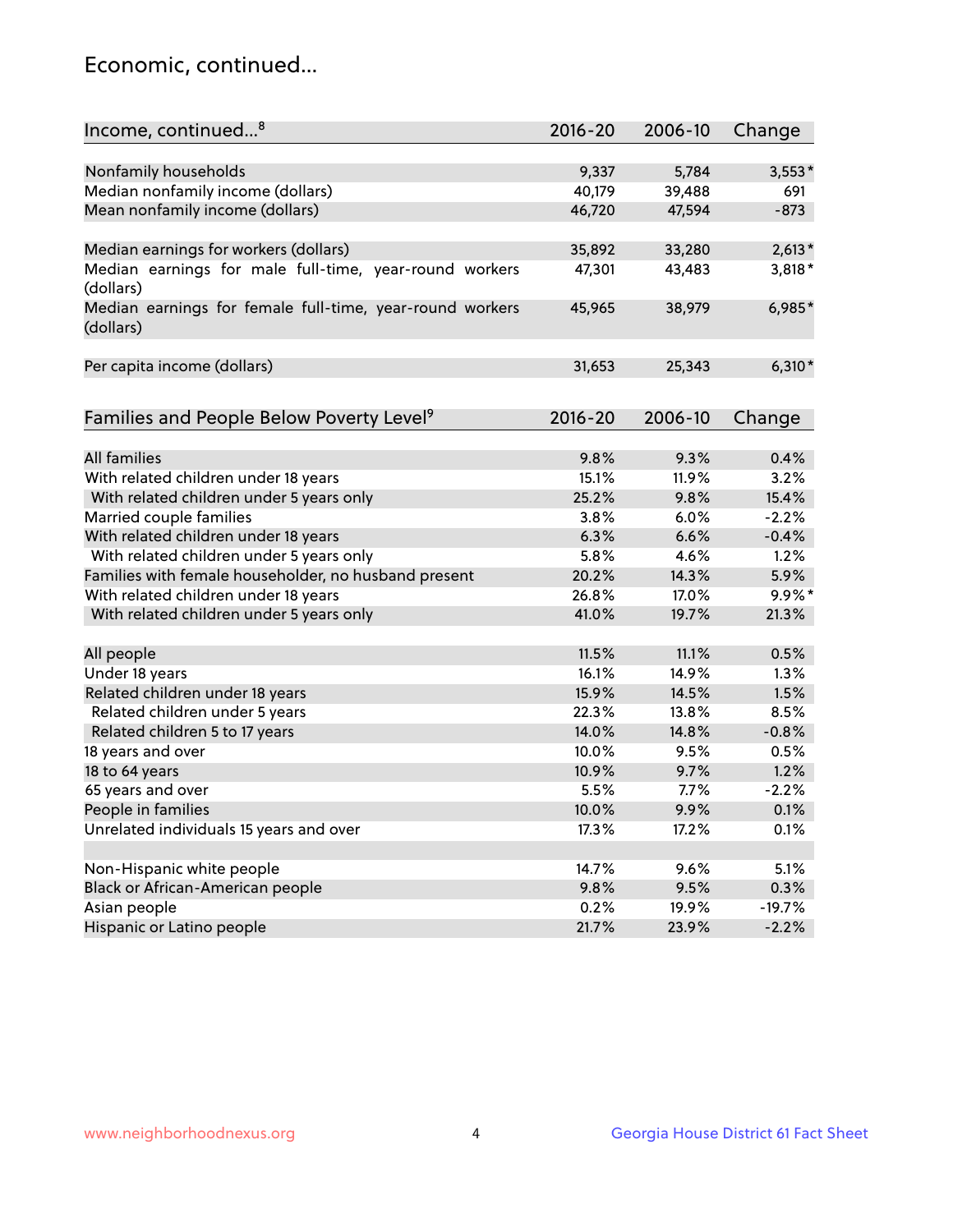## Economic, continued...

| Income, continued...[8] | 2016-20 | 2006-10 | Change |
|---|---|---|---|
| Nonfamily households | 9,337 | 5,784 | 3,553* |
| Median nonfamily income (dollars) | 40,179 | 39,488 | 691 |
| Mean nonfamily income (dollars) | 46,720 | 47,594 | -873 |
| Median earnings for workers (dollars) | 35,892 | 33,280 | 2,613* |
| Median earnings for male full-time, year-round workers (dollars) | 47,301 | 43,483 | 3,818* |
| Median earnings for female full-time, year-round workers (dollars) | 45,965 | 38,979 | 6,985* |
| Per capita income (dollars) | 31,653 | 25,343 | 6,310* |

| Families and People Below Poverty Level[9] | 2016-20 | 2006-10 | Change |
|---|---|---|---|
| All families | 9.8% | 9.3% | 0.4% |
| With related children under 18 years | 15.1% | 11.9% | 3.2% |
| With related children under 5 years only | 25.2% | 9.8% | 15.4% |
| Married couple families | 3.8% | 6.0% | -2.2% |
| With related children under 18 years | 6.3% | 6.6% | -0.4% |
| With related children under 5 years only | 5.8% | 4.6% | 1.2% |
| Families with female householder, no husband present | 20.2% | 14.3% | 5.9% |
| With related children under 18 years | 26.8% | 17.0% | 9.9%* |
| With related children under 5 years only | 41.0% | 19.7% | 21.3% |
| All people | 11.5% | 11.1% | 0.5% |
| Under 18 years | 16.1% | 14.9% | 1.3% |
| Related children under 18 years | 15.9% | 14.5% | 1.5% |
| Related children under 5 years | 22.3% | 13.8% | 8.5% |
| Related children 5 to 17 years | 14.0% | 14.8% | -0.8% |
| 18 years and over | 10.0% | 9.5% | 0.5% |
| 18 to 64 years | 10.9% | 9.7% | 1.2% |
| 65 years and over | 5.5% | 7.7% | -2.2% |
| People in families | 10.0% | 9.9% | 0.1% |
| Unrelated individuals 15 years and over | 17.3% | 17.2% | 0.1% |
| Non-Hispanic white people | 14.7% | 9.6% | 5.1% |
| Black or African-American people | 9.8% | 9.5% | 0.3% |
| Asian people | 0.2% | 19.9% | -19.7% |
| Hispanic or Latino people | 21.7% | 23.9% | -2.2% |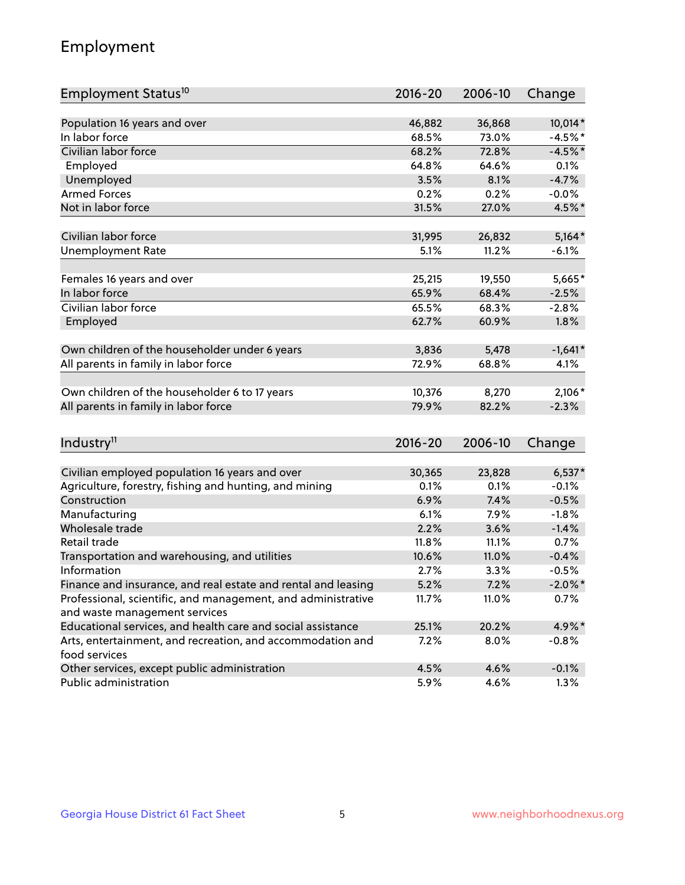## Employment

| Employment Status[10] | 2016-20 | 2006-10 | Change |
|---|---|---|---|
| Population 16 years and over | 46,882 | 36,868 | 10,014* |
| In labor force | 68.5% | 73.0% | -4.5%* |
| Civilian labor force | 68.2% | 72.8% | -4.5%* |
| Employed | 64.8% | 64.6% | 0.1% |
| Unemployed | 3.5% | 8.1% | -4.7% |
| Armed Forces | 0.2% | 0.2% | -0.0% |
| Not in labor force | 31.5% | 27.0% | 4.5%* |
| | | | |
| Civilian labor force | 31,995 | 26,832 | 5,164* |
| Unemployment Rate | 5.1% | 11.2% | -6.1% |
| | | | |
| Females 16 years and over | 25,215 | 19,550 | 5,665* |
| In labor force | 65.9% | 68.4% | -2.5% |
| Civilian labor force | 65.5% | 68.3% | -2.8% |
| Employed | 62.7% | 60.9% | 1.8% |
| | | | |
| Own children of the householder under 6 years | 3,836 | 5,478 | -1,641* |
| All parents in family in labor force | 72.9% | 68.8% | 4.1% |
| | | | |
| Own children of the householder 6 to 17 years | 10,376 | 8,270 | 2,106* |
| All parents in family in labor force | 79.9% | 82.2% | -2.3% |

| Industry[11] | 2016-20 | 2006-10 | Change |
|---|---|---|---|
| Civilian employed population 16 years and over | 30,365 | 23,828 | 6,537* |
| Agriculture, forestry, fishing and hunting, and mining | 0.1% | 0.1% | -0.1% |
| Construction | 6.9% | 7.4% | -0.5% |
| Manufacturing | 6.1% | 7.9% | -1.8% |
| Wholesale trade | 2.2% | 3.6% | -1.4% |
| Retail trade | 11.8% | 11.1% | 0.7% |
| Transportation and warehousing, and utilities | 10.6% | 11.0% | -0.4% |
| Information | 2.7% | 3.3% | -0.5% |
| Finance and insurance, and real estate and rental and leasing | 5.2% | 7.2% | -2.0%* |
| Professional, scientific, and management, and administrative and waste management services | 11.7% | 11.0% | 0.7% |
| Educational services, and health care and social assistance | 25.1% | 20.2% | 4.9%* |
| Arts, entertainment, and recreation, and accommodation and food services | 7.2% | 8.0% | -0.8% |
| Other services, except public administration | 4.5% | 4.6% | -0.1% |
| Public administration | 5.9% | 4.6% | 1.3% |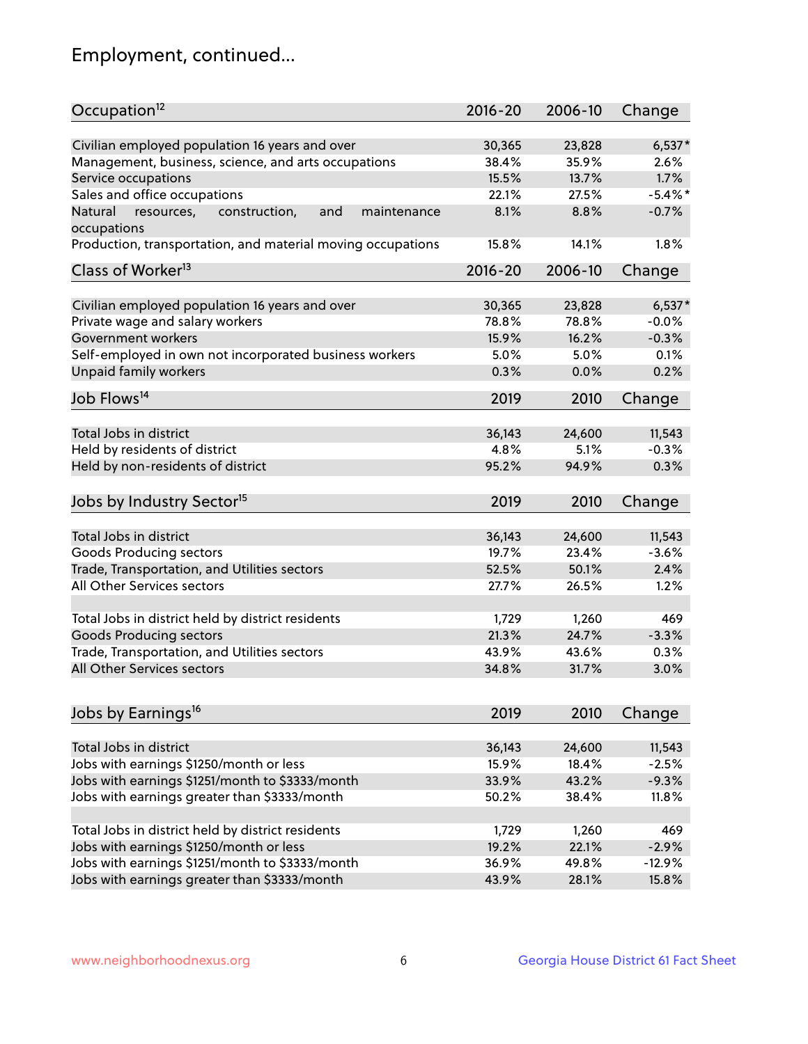## Employment, continued...

| Occupation[12] | 2016-20 | 2006-10 | Change |
|---|---|---|---|
| Civilian employed population 16 years and over | 30,365 | 23,828 | 6,537* |
| Management, business, science, and arts occupations | 38.4% | 35.9% | 2.6% |
| Service occupations | 15.5% | 13.7% | 1.7% |
| Sales and office occupations | 22.1% | 27.5% | -5.4%* |
| Natural resources, construction, and maintenance occupations | 8.1% | 8.8% | -0.7% |
| Production, transportation, and material moving occupations | 15.8% | 14.1% | 1.8% |

| Class of Worker[13] | 2016-20 | 2006-10 | Change |
|---|---|---|---|
| Civilian employed population 16 years and over | 30,365 | 23,828 | 6,537* |
| Private wage and salary workers | 78.8% | 78.8% | -0.0% |
| Government workers | 15.9% | 16.2% | -0.3% |
| Self-employed in own not incorporated business workers | 5.0% | 5.0% | 0.1% |
| Unpaid family workers | 0.3% | 0.0% | 0.2% |

| Job Flows[14] | 2019 | 2010 | Change |
|---|---|---|---|
| Total Jobs in district | 36,143 | 24,600 | 11,543 |
| Held by residents of district | 4.8% | 5.1% | -0.3% |
| Held by non-residents of district | 95.2% | 94.9% | 0.3% |

| Jobs by Industry Sector[15] | 2019 | 2010 | Change |
|---|---|---|---|
| Total Jobs in district | 36,143 | 24,600 | 11,543 |
| Goods Producing sectors | 19.7% | 23.4% | -3.6% |
| Trade, Transportation, and Utilities sectors | 52.5% | 50.1% | 2.4% |
| All Other Services sectors | 27.7% | 26.5% | 1.2% |
| | | | |
| Total Jobs in district held by district residents | 1,729 | 1,260 | 469 |
| Goods Producing sectors | 21.3% | 24.7% | -3.3% |
| Trade, Transportation, and Utilities sectors | 43.9% | 43.6% | 0.3% |
| All Other Services sectors | 34.8% | 31.7% | 3.0% |

| Jobs by Earnings[16] | 2019 | 2010 | Change |
|---|---|---|---|
| Total Jobs in district | 36,143 | 24,600 | 11,543 |
| Jobs with earnings $1250/month or less | 15.9% | 18.4% | -2.5% |
| Jobs with earnings $1251/month to $3333/month | 33.9% | 43.2% | -9.3% |
| Jobs with earnings greater than $3333/month | 50.2% | 38.4% | 11.8% |
| | | | |
| Total Jobs in district held by district residents | 1,729 | 1,260 | 469 |
| Jobs with earnings $1250/month or less | 19.2% | 22.1% | -2.9% |
| Jobs with earnings $1251/month to $3333/month | 36.9% | 49.8% | -12.9% |
| Jobs with earnings greater than $3333/month | 43.9% | 28.1% | 15.8% |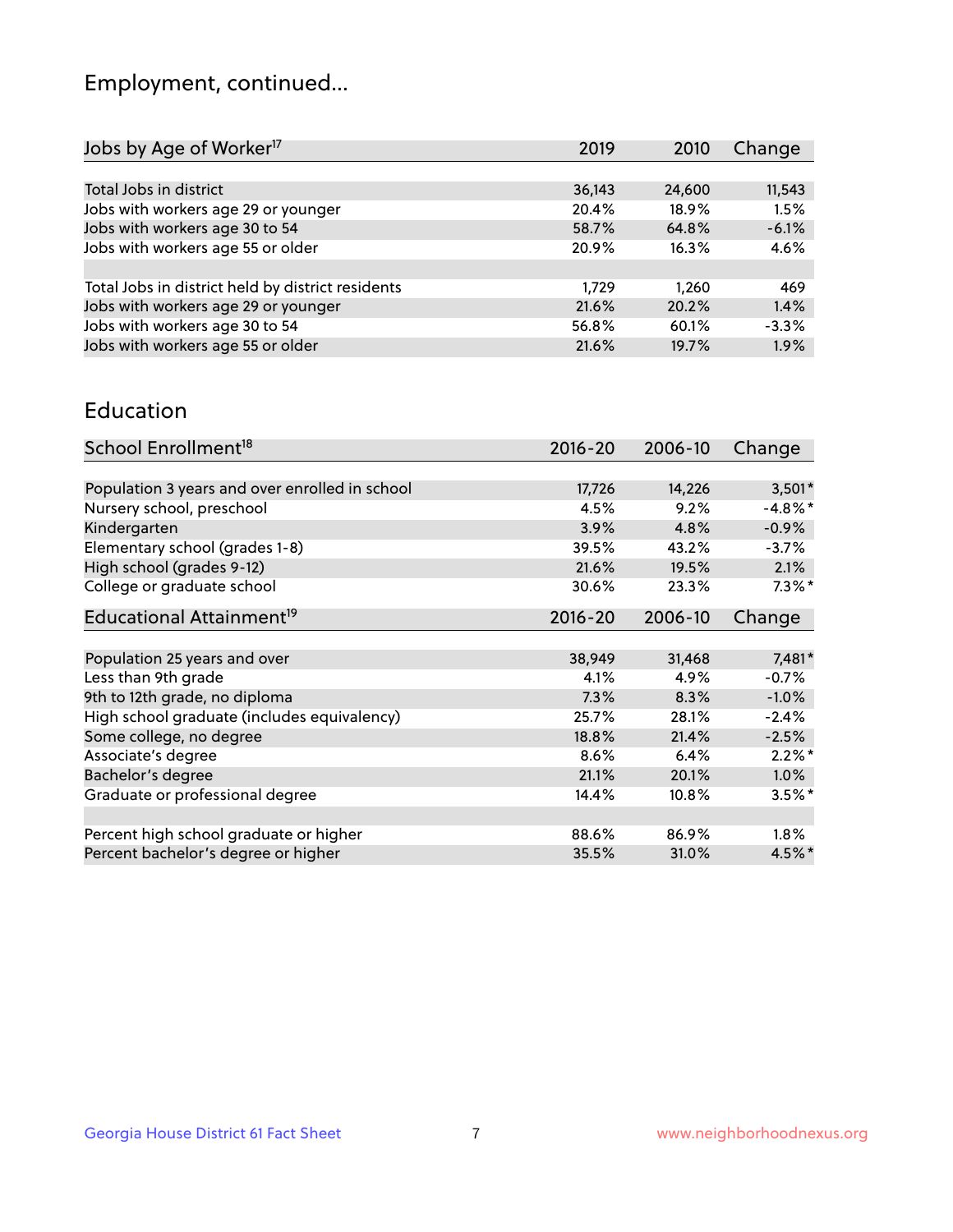# Employment, continued...

| Jobs by Age of Worker[17] | 2019 | 2010 | Change |
|---|---|---|---|
| | | | |
| Total Jobs in district | 36,143 | 24,600 | 11,543 |
| Jobs with workers age 29 or younger | 20.4% | 18.9% | 1.5% |
| Jobs with workers age 30 to 54 | 58.7% | 64.8% | -6.1% |
| Jobs with workers age 55 or older | 20.9% | 16.3% | 4.6% |
| | | | |
| Total Jobs in district held by district residents | 1,729 | 1,260 | 469 |
| Jobs with workers age 29 or younger | 21.6% | 20.2% | 1.4% |
| Jobs with workers age 30 to 54 | 56.8% | 60.1% | -3.3% |
| Jobs with workers age 55 or older | 21.6% | 19.7% | 1.9% |

## Education

| School Enrollment[18] | 2016-20 | 2006-10 | Change |
|---|---|---|---|
| | | | |
| Population 3 years and over enrolled in school | 17,726 | 14,226 | 3,501* |
| Nursery school, preschool | 4.5% | 9.2% | -4.8%* |
| Kindergarten | 3.9% | 4.8% | -0.9% |
| Elementary school (grades 1-8) | 39.5% | 43.2% | -3.7% |
| High school (grades 9-12) | 21.6% | 19.5% | 2.1% |
| College or graduate school | 30.6% | 23.3% | 7.3%* |

| Educational Attainment[19] | 2016-20 | 2006-10 | Change |
|---|---|---|---|
| | | | |
| Population 25 years and over | 38,949 | 31,468 | 7,481* |
| Less than 9th grade | 4.1% | 4.9% | -0.7% |
| 9th to 12th grade, no diploma | 7.3% | 8.3% | -1.0% |
| High school graduate (includes equivalency) | 25.7% | 28.1% | -2.4% |
| Some college, no degree | 18.8% | 21.4% | -2.5% |
| Associate's degree | 8.6% | 6.4% | 2.2%* |
| Bachelor's degree | 21.1% | 20.1% | 1.0% |
| Graduate or professional degree | 14.4% | 10.8% | 3.5%* |
| | | | |
| Percent high school graduate or higher | 88.6% | 86.9% | 1.8% |
| Percent bachelor's degree or higher | 35.5% | 31.0% | 4.5%* |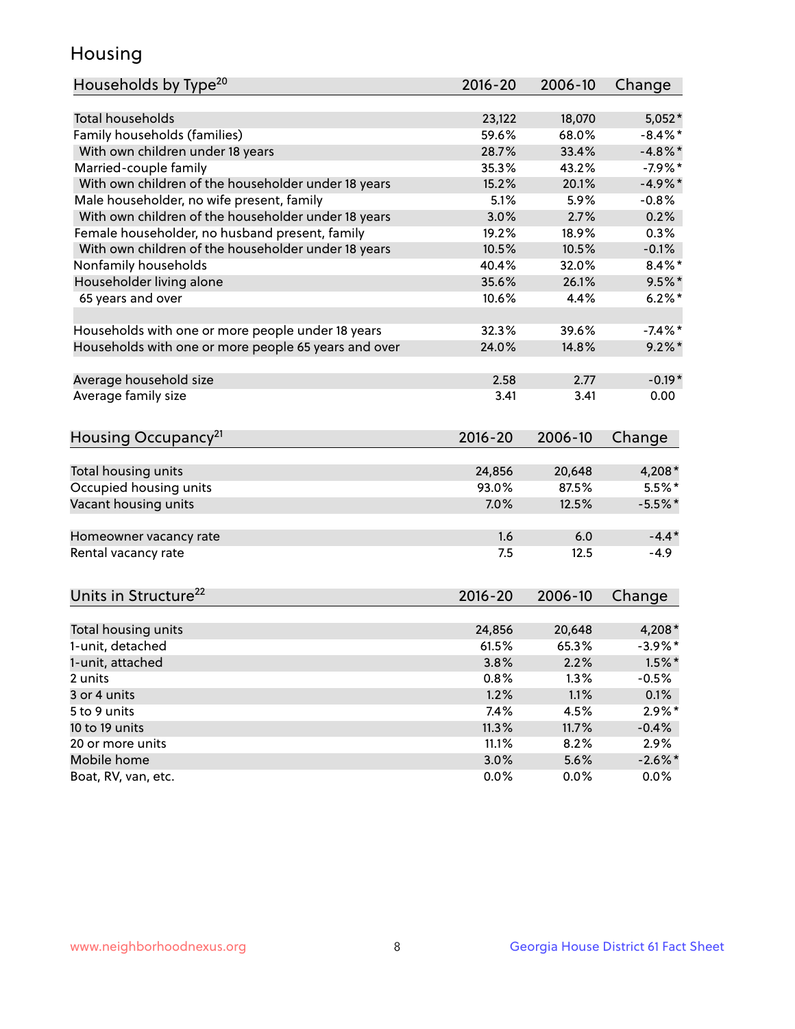## Housing

| Households by Type[20] | 2016-20 | 2006-10 | Change |
|---|---|---|---|
| Total households | 23,122 | 18,070 | 5,052* |
| Family households (families) | 59.6% | 68.0% | -8.4%* |
| With own children under 18 years | 28.7% | 33.4% | -4.8%* |
| Married-couple family | 35.3% | 43.2% | -7.9%* |
| With own children of the householder under 18 years | 15.2% | 20.1% | -4.9%* |
| Male householder, no wife present, family | 5.1% | 5.9% | -0.8% |
| With own children of the householder under 18 years | 3.0% | 2.7% | 0.2% |
| Female householder, no husband present, family | 19.2% | 18.9% | 0.3% |
| With own children of the householder under 18 years | 10.5% | 10.5% | -0.1% |
| Nonfamily households | 40.4% | 32.0% | 8.4%* |
| Householder living alone | 35.6% | 26.1% | 9.5%* |
| 65 years and over | 10.6% | 4.4% | 6.2%* |
| | | | |
| Households with one or more people under 18 years | 32.3% | 39.6% | -7.4%* |
| Households with one or more people 65 years and over | 24.0% | 14.8% | 9.2%* |
| | | | |
| Average household size | 2.58 | 2.77 | -0.19* |
| Average family size | 3.41 | 3.41 | 0.00 |

| Housing Occupancy[21] | 2016-20 | 2006-10 | Change |
|---|---|---|---|
| Total housing units | 24,856 | 20,648 | 4,208* |
| Occupied housing units | 93.0% | 87.5% | 5.5%* |
| Vacant housing units | 7.0% | 12.5% | -5.5%* |
| | | | |
| Homeowner vacancy rate | 1.6 | 6.0 | -4.4* |
| Rental vacancy rate | 7.5 | 12.5 | -4.9 |

| Units in Structure[22] | 2016-20 | 2006-10 | Change |
|---|---|---|---|
| Total housing units | 24,856 | 20,648 | 4,208* |
| 1-unit, detached | 61.5% | 65.3% | -3.9%* |
| 1-unit, attached | 3.8% | 2.2% | 1.5%* |
| 2 units | 0.8% | 1.3% | -0.5% |
| 3 or 4 units | 1.2% | 1.1% | 0.1% |
| 5 to 9 units | 7.4% | 4.5% | 2.9%* |
| 10 to 19 units | 11.3% | 11.7% | -0.4% |
| 20 or more units | 11.1% | 8.2% | 2.9% |
| Mobile home | 3.0% | 5.6% | -2.6%* |
| Boat, RV, van, etc. | 0.0% | 0.0% | 0.0% |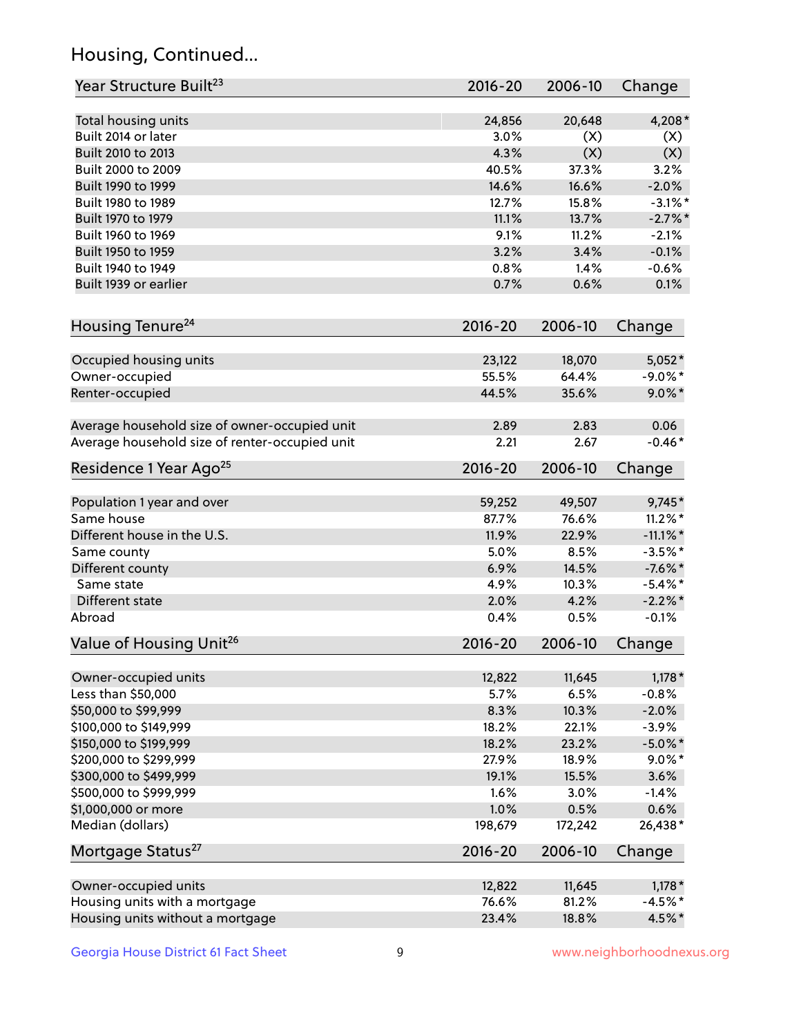## Housing, Continued...

| Year Structure Built[23] | 2016-20 | 2006-10 | Change |
|---|---|---|---|
| Total housing units | 24,856 | 20,648 | 4,208* |
| Built 2014 or later | 3.0% | (X) | (X) |
| Built 2010 to 2013 | 4.3% | (X) | (X) |
| Built 2000 to 2009 | 40.5% | 37.3% | 3.2% |
| Built 1990 to 1999 | 14.6% | 16.6% | -2.0% |
| Built 1980 to 1989 | 12.7% | 15.8% | -3.1%* |
| Built 1970 to 1979 | 11.1% | 13.7% | -2.7%* |
| Built 1960 to 1969 | 9.1% | 11.2% | -2.1% |
| Built 1950 to 1959 | 3.2% | 3.4% | -0.1% |
| Built 1940 to 1949 | 0.8% | 1.4% | -0.6% |
| Built 1939 or earlier | 0.7% | 0.6% | 0.1% |

| Housing Tenure[24] | 2016-20 | 2006-10 | Change |
|---|---|---|---|
| Occupied housing units | 23,122 | 18,070 | 5,052* |
| Owner-occupied | 55.5% | 64.4% | -9.0%* |
| Renter-occupied | 44.5% | 35.6% | 9.0%* |
| Average household size of owner-occupied unit | 2.89 | 2.83 | 0.06 |
| Average household size of renter-occupied unit | 2.21 | 2.67 | -0.46* |

| Residence 1 Year Ago[25] | 2016-20 | 2006-10 | Change |
|---|---|---|---|
| Population 1 year and over | 59,252 | 49,507 | 9,745* |
| Same house | 87.7% | 76.6% | 11.2%* |
| Different house in the U.S. | 11.9% | 22.9% | -11.1%* |
| Same county | 5.0% | 8.5% | -3.5%* |
| Different county | 6.9% | 14.5% | -7.6%* |
| Same state | 4.9% | 10.3% | -5.4%* |
| Different state | 2.0% | 4.2% | -2.2%* |
| Abroad | 0.4% | 0.5% | -0.1% |

| Value of Housing Unit[26] | 2016-20 | 2006-10 | Change |
|---|---|---|---|
| Owner-occupied units | 12,822 | 11,645 | 1,178* |
| Less than $50,000 | 5.7% | 6.5% | -0.8% |
| $50,000 to $99,999 | 8.3% | 10.3% | -2.0% |
| $100,000 to $149,999 | 18.2% | 22.1% | -3.9% |
| $150,000 to $199,999 | 18.2% | 23.2% | -5.0%* |
| $200,000 to $299,999 | 27.9% | 18.9% | 9.0%* |
| $300,000 to $499,999 | 19.1% | 15.5% | 3.6% |
| $500,000 to $999,999 | 1.6% | 3.0% | -1.4% |
| $1,000,000 or more | 1.0% | 0.5% | 0.6% |
| Median (dollars) | 198,679 | 172,242 | 26,438* |

| Mortgage Status[27] | 2016-20 | 2006-10 | Change |
|---|---|---|---|
| Owner-occupied units | 12,822 | 11,645 | 1,178* |
| Housing units with a mortgage | 76.6% | 81.2% | -4.5%* |
| Housing units without a mortgage | 23.4% | 18.8% | 4.5%* |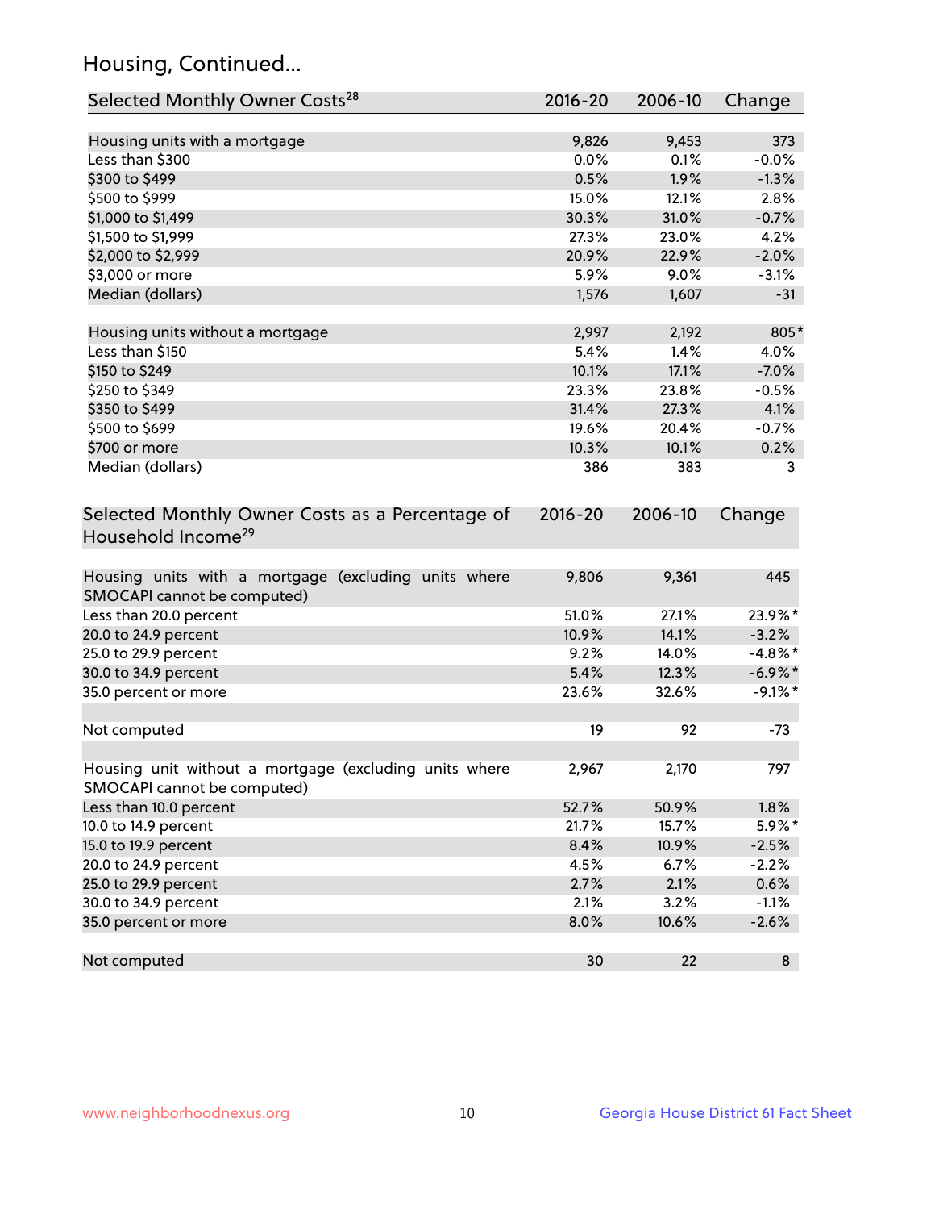## Housing, Continued...

| Selected Monthly Owner Costs[28] | 2016-20 | 2006-10 | Change |
|---|---|---|---|
| Housing units with a mortgage | 9,826 | 9,453 | 373 |
| Less than $300 | 0.0% | 0.1% | -0.0% |
| $300 to $499 | 0.5% | 1.9% | -1.3% |
| $500 to $999 | 15.0% | 12.1% | 2.8% |
| $1,000 to $1,499 | 30.3% | 31.0% | -0.7% |
| $1,500 to $1,999 | 27.3% | 23.0% | 4.2% |
| $2,000 to $2,999 | 20.9% | 22.9% | -2.0% |
| $3,000 or more | 5.9% | 9.0% | -3.1% |
| Median (dollars) | 1,576 | 1,607 | -31 |
| Housing units without a mortgage | 2,997 | 2,192 | 805* |
| Less than $150 | 5.4% | 1.4% | 4.0% |
| $150 to $249 | 10.1% | 17.1% | -7.0% |
| $250 to $349 | 23.3% | 23.8% | -0.5% |
| $350 to $499 | 31.4% | 27.3% | 4.1% |
| $500 to $699 | 19.6% | 20.4% | -0.7% |
| $700 or more | 10.3% | 10.1% | 0.2% |
| Median (dollars) | 386 | 383 | 3 |

| Selected Monthly Owner Costs as a Percentage of Household Income[29] | 2016-20 | 2006-10 | Change |
|---|---|---|---|
| Housing units with a mortgage (excluding units where SMOCAPI cannot be computed) | 9,806 | 9,361 | 445 |
| Less than 20.0 percent | 51.0% | 27.1% | 23.9%* |
| 20.0 to 24.9 percent | 10.9% | 14.1% | -3.2% |
| 25.0 to 29.9 percent | 9.2% | 14.0% | -4.8%* |
| 30.0 to 34.9 percent | 5.4% | 12.3% | -6.9%* |
| 35.0 percent or more | 23.6% | 32.6% | -9.1%* |
| Not computed | 19 | 92 | -73 |
| Housing unit without a mortgage (excluding units where SMOCAPI cannot be computed) | 2,967 | 2,170 | 797 |
| Less than 10.0 percent | 52.7% | 50.9% | 1.8% |
| 10.0 to 14.9 percent | 21.7% | 15.7% | 5.9%* |
| 15.0 to 19.9 percent | 8.4% | 10.9% | -2.5% |
| 20.0 to 24.9 percent | 4.5% | 6.7% | -2.2% |
| 25.0 to 29.9 percent | 2.7% | 2.1% | 0.6% |
| 30.0 to 34.9 percent | 2.1% | 3.2% | -1.1% |
| 35.0 percent or more | 8.0% | 10.6% | -2.6% |
| Not computed | 30 | 22 | 8 |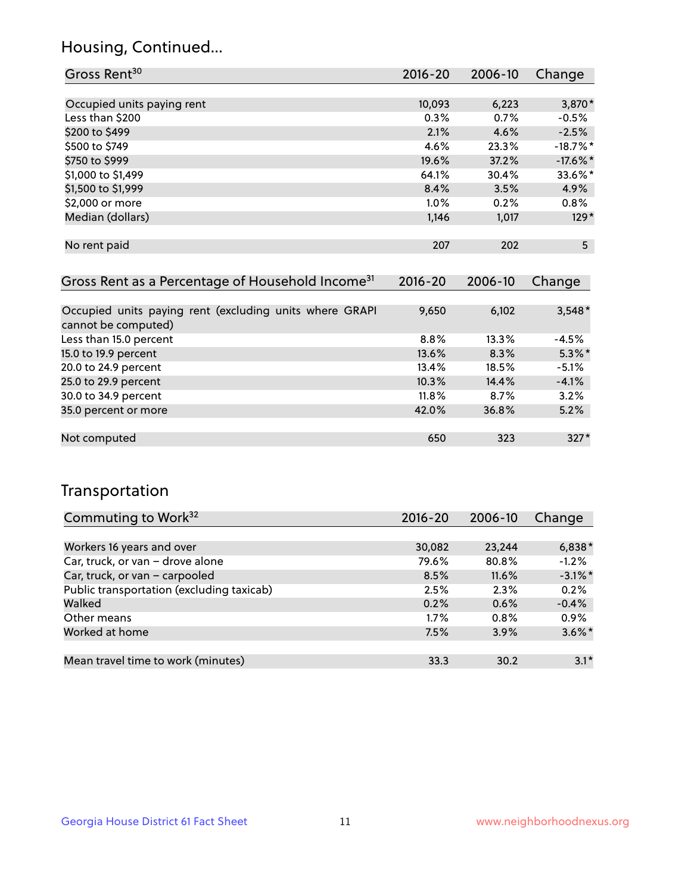## Housing, Continued...

| Gross Rent[30] | 2016-20 | 2006-10 | Change |
|---|---|---|---|
| Occupied units paying rent | 10,093 | 6,223 | 3,870* |
| Less than $200 | 0.3% | 0.7% | -0.5% |
| $200 to $499 | 2.1% | 4.6% | -2.5% |
| $500 to $749 | 4.6% | 23.3% | -18.7%* |
| $750 to $999 | 19.6% | 37.2% | -17.6%* |
| $1,000 to $1,499 | 64.1% | 30.4% | 33.6%* |
| $1,500 to $1,999 | 8.4% | 3.5% | 4.9% |
| $2,000 or more | 1.0% | 0.2% | 0.8% |
| Median (dollars) | 1,146 | 1,017 | 129* |
| No rent paid | 207 | 202 | 5 |

| Gross Rent as a Percentage of Household Income[31] | 2016-20 | 2006-10 | Change |
|---|---|---|---|
| Occupied units paying rent (excluding units where GRAPI cannot be computed) | 9,650 | 6,102 | 3,548* |
| Less than 15.0 percent | 8.8% | 13.3% | -4.5% |
| 15.0 to 19.9 percent | 13.6% | 8.3% | 5.3%* |
| 20.0 to 24.9 percent | 13.4% | 18.5% | -5.1% |
| 25.0 to 29.9 percent | 10.3% | 14.4% | -4.1% |
| 30.0 to 34.9 percent | 11.8% | 8.7% | 3.2% |
| 35.0 percent or more | 42.0% | 36.8% | 5.2% |
| Not computed | 650 | 323 | 327* |

## Transportation

| Commuting to Work[32] | 2016-20 | 2006-10 | Change |
|---|---|---|---|
| Workers 16 years and over | 30,082 | 23,244 | 6,838* |
| Car, truck, or van – drove alone | 79.6% | 80.8% | -1.2% |
| Car, truck, or van – carpooled | 8.5% | 11.6% | -3.1%* |
| Public transportation (excluding taxicab) | 2.5% | 2.3% | 0.2% |
| Walked | 0.2% | 0.6% | -0.4% |
| Other means | 1.7% | 0.8% | 0.9% |
| Worked at home | 7.5% | 3.9% | 3.6%* |
| Mean travel time to work (minutes) | 33.3 | 30.2 | 3.1* |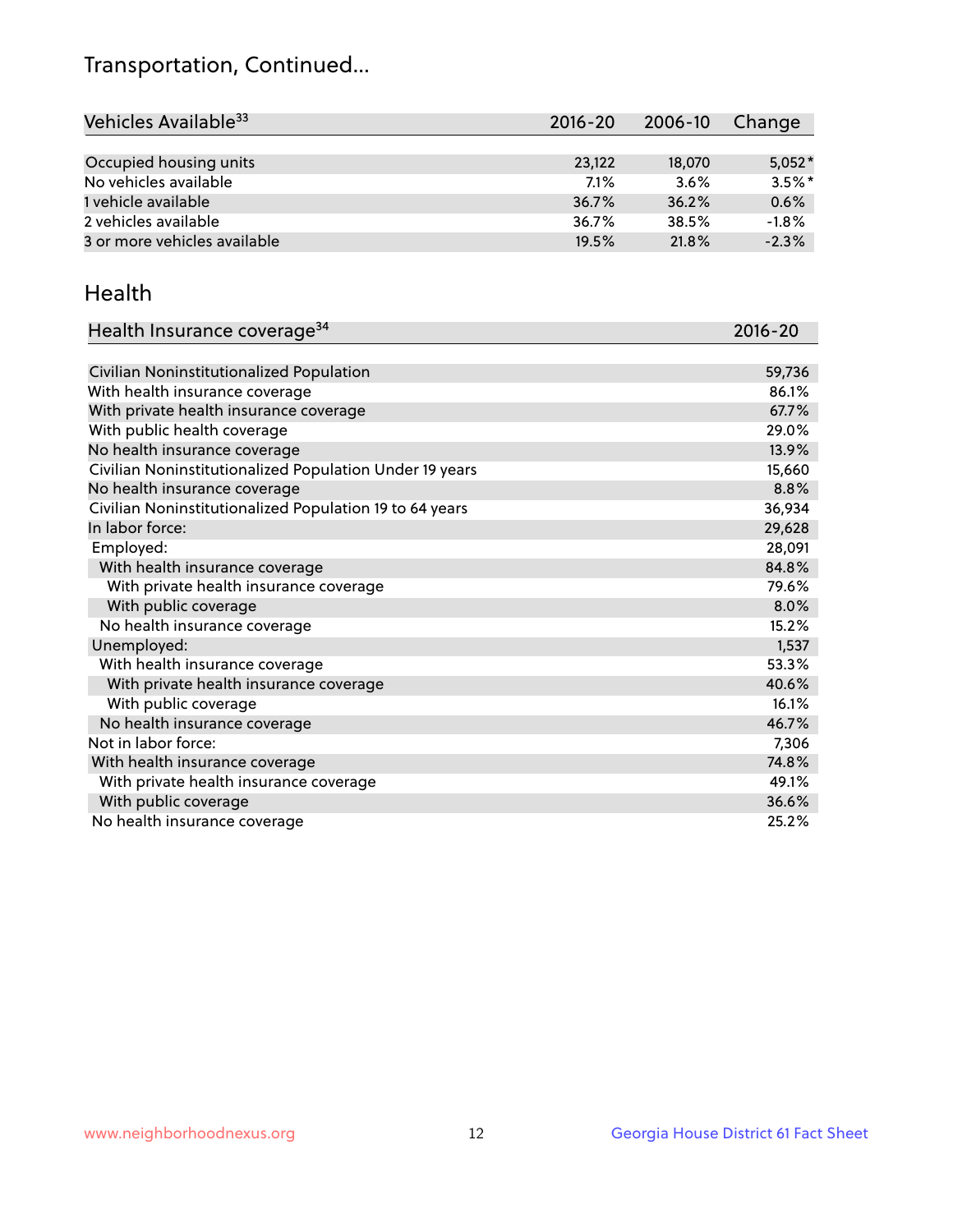# Transportation, Continued...

| Vehicles Available[33] | 2016-20 | 2006-10 | Change |
|---|---|---|---|
| Occupied housing units | 23,122 | 18,070 | 5,052* |
| No vehicles available | 7.1% | 3.6% | 3.5%* |
| 1 vehicle available | 36.7% | 36.2% | 0.6% |
| 2 vehicles available | 36.7% | 38.5% | -1.8% |
| 3 or more vehicles available | 19.5% | 21.8% | -2.3% |

## Health

| Health Insurance coverage[34] | 2016-20 |
|---|---|
| Civilian Noninstitutionalized Population | 59,736 |
| With health insurance coverage | 86.1% |
| With private health insurance coverage | 67.7% |
| With public health coverage | 29.0% |
| No health insurance coverage | 13.9% |
| Civilian Noninstitutionalized Population Under 19 years | 15,660 |
| No health insurance coverage | 8.8% |
| Civilian Noninstitutionalized Population 19 to 64 years | 36,934 |
| In labor force: | 29,628 |
| Employed: | 28,091 |
| With health insurance coverage | 84.8% |
| With private health insurance coverage | 79.6% |
| With public coverage | 8.0% |
| No health insurance coverage | 15.2% |
| Unemployed: | 1,537 |
| With health insurance coverage | 53.3% |
| With private health insurance coverage | 40.6% |
| With public coverage | 16.1% |
| No health insurance coverage | 46.7% |
| Not in labor force: | 7,306 |
| With health insurance coverage | 74.8% |
| With private health insurance coverage | 49.1% |
| With public coverage | 36.6% |
| No health insurance coverage | 25.2% |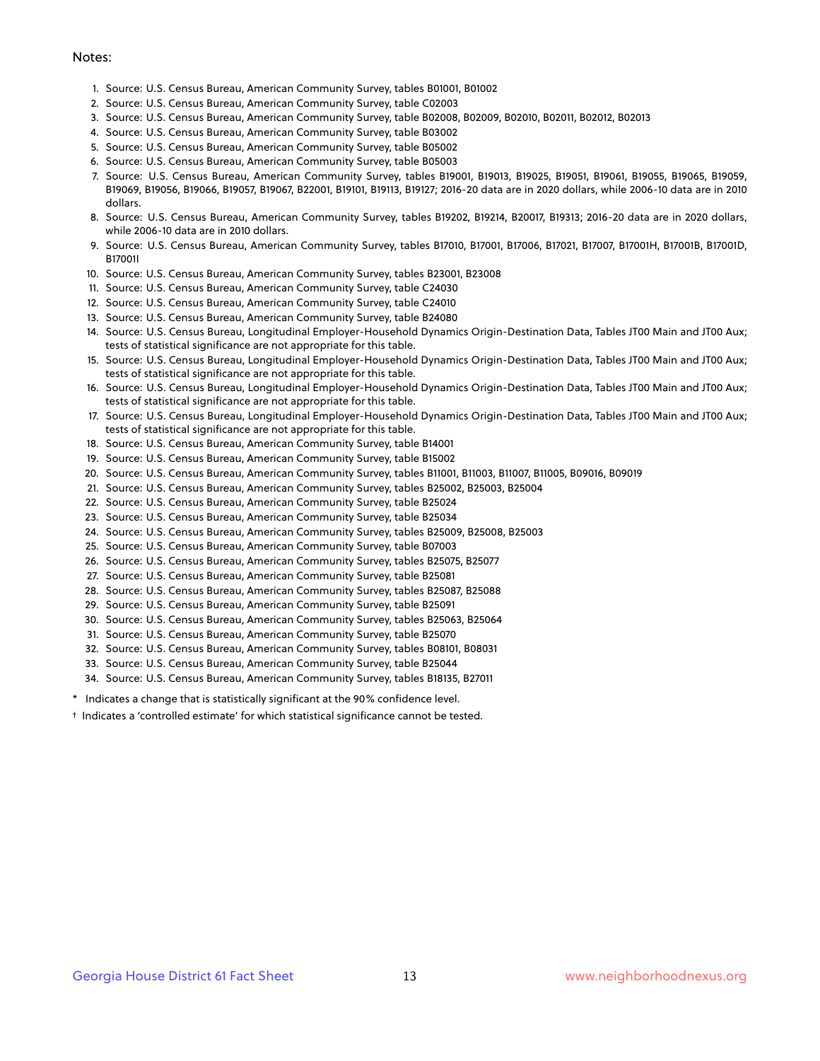Notes:

1. Source: U.S. Census Bureau, American Community Survey, tables B01001, B01002
2. Source: U.S. Census Bureau, American Community Survey, table C02003
3. Source: U.S. Census Bureau, American Community Survey, table B02008, B02009, B02010, B02011, B02012, B02013
4. Source: U.S. Census Bureau, American Community Survey, table B03002
5. Source: U.S. Census Bureau, American Community Survey, table B05002
6. Source: U.S. Census Bureau, American Community Survey, table B05003
7. Source: U.S. Census Bureau, American Community Survey, tables B19001, B19013, B19025, B19051, B19061, B19055, B19065, B19059, B19069, B19056, B19066, B19057, B19067, B22001, B19101, B19113, B19127; 2016-20 data are in 2020 dollars, while 2006-10 data are in 2010 dollars.
8. Source: U.S. Census Bureau, American Community Survey, tables B19202, B19214, B20017, B19313; 2016-20 data are in 2020 dollars, while 2006-10 data are in 2010 dollars.
9. Source: U.S. Census Bureau, American Community Survey, tables B17010, B17001, B17006, B17021, B17007, B17001H, B17001B, B17001D, B17001I
10. Source: U.S. Census Bureau, American Community Survey, tables B23001, B23008
11. Source: U.S. Census Bureau, American Community Survey, table C24030
12. Source: U.S. Census Bureau, American Community Survey, table C24010
13. Source: U.S. Census Bureau, American Community Survey, table B24080
14. Source: U.S. Census Bureau, Longitudinal Employer-Household Dynamics Origin-Destination Data, Tables JT00 Main and JT00 Aux; tests of statistical significance are not appropriate for this table.
15. Source: U.S. Census Bureau, Longitudinal Employer-Household Dynamics Origin-Destination Data, Tables JT00 Main and JT00 Aux; tests of statistical significance are not appropriate for this table.
16. Source: U.S. Census Bureau, Longitudinal Employer-Household Dynamics Origin-Destination Data, Tables JT00 Main and JT00 Aux; tests of statistical significance are not appropriate for this table.
17. Source: U.S. Census Bureau, Longitudinal Employer-Household Dynamics Origin-Destination Data, Tables JT00 Main and JT00 Aux; tests of statistical significance are not appropriate for this table.
18. Source: U.S. Census Bureau, American Community Survey, table B14001
19. Source: U.S. Census Bureau, American Community Survey, table B15002
20. Source: U.S. Census Bureau, American Community Survey, tables B11001, B11003, B11007, B11005, B09016, B09019
21. Source: U.S. Census Bureau, American Community Survey, tables B25002, B25003, B25004
22. Source: U.S. Census Bureau, American Community Survey, table B25024
23. Source: U.S. Census Bureau, American Community Survey, table B25034
24. Source: U.S. Census Bureau, American Community Survey, tables B25009, B25008, B25003
25. Source: U.S. Census Bureau, American Community Survey, table B07003
26. Source: U.S. Census Bureau, American Community Survey, tables B25075, B25077
27. Source: U.S. Census Bureau, American Community Survey, table B25081
28. Source: U.S. Census Bureau, American Community Survey, tables B25087, B25088
29. Source: U.S. Census Bureau, American Community Survey, table B25091
30. Source: U.S. Census Bureau, American Community Survey, tables B25063, B25064
31. Source: U.S. Census Bureau, American Community Survey, table B25070
32. Source: U.S. Census Bureau, American Community Survey, tables B08101, B08031
33. Source: U.S. Census Bureau, American Community Survey, table B25044
34. Source: U.S. Census Bureau, American Community Survey, tables B18135, B27011

\* Indicates a change that is statistically significant at the 90% confidence level.

† Indicates a 'controlled estimate' for which statistical significance cannot be tested.